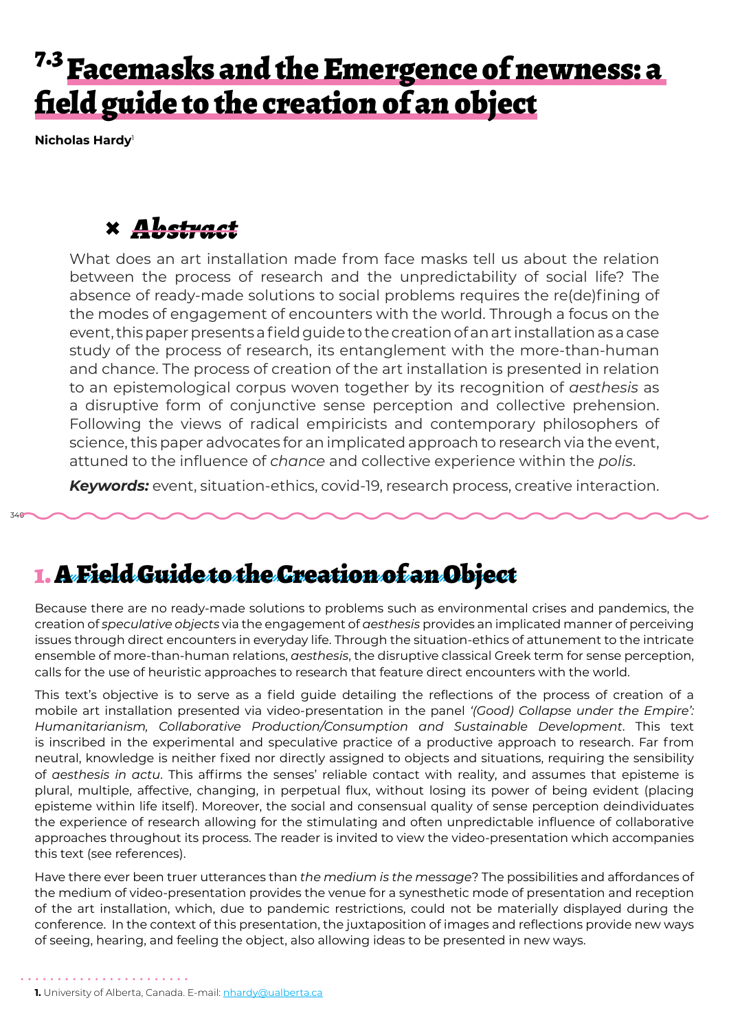# 7.3 Facemasks and the Emergence of newness: a field guide to the creation of an object

**Nicholas Hardy**[1]

## Abstract

What does an art installation made from face masks tell us about the relation between the process of research and the unpredictability of social life? The absence of ready-made solutions to social problems requires the re(de)fining of the modes of engagement of encounters with the world. Through a focus on the event, this paper presents a field guide to the creation of an art installation as a case study of the process of research, its entanglement with the more-than-human and chance. The process of creation of the art installation is presented in relation to an epistemological corpus woven together by its recognition of *aesthesis* as a disruptive form of conjunctive sense perception and collective prehension. Following the views of radical empiricists and contemporary philosophers of science, this paper advocates for an implicated approach to research via the event, attuned to the influence of *chance* and collective experience within the *polis*.

***Keywords:*** event, situation-ethics, covid-19, research process, creative interaction.

## 1. A Field Guide to the Creation of an Object

Because there are no ready-made solutions to problems such as environmental crises and pandemics, the creation of *speculative objects* via the engagement of *aesthesis* provides an implicated manner of perceiving issues through direct encounters in everyday life. Through the situation-ethics of attunement to the intricate ensemble of more-than-human relations, *aesthesis*, the disruptive classical Greek term for sense perception, calls for the use of heuristic approaches to research that feature direct encounters with the world.

This text's objective is to serve as a field guide detailing the reflections of the process of creation of a mobile art installation presented via video-presentation in the panel *'(Good) Collapse under the Empire': Humanitarianism, Collaborative Production/Consumption and Sustainable Development*. This text is inscribed in the experimental and speculative practice of a productive approach to research. Far from neutral, knowledge is neither fixed nor directly assigned to objects and situations, requiring the sensibility of *aesthesis in actu*. This affirms the senses' reliable contact with reality, and assumes that episteme is plural, multiple, affective, changing, in perpetual flux, without losing its power of being evident (placing episteme within life itself). Moreover, the social and consensual quality of sense perception deindividuates the experience of research allowing for the stimulating and often unpredictable influence of collaborative approaches throughout its process. The reader is invited to view the video-presentation which accompanies this text (see references).

Have there ever been truer utterances than *the medium is the message*? The possibilities and affordances of the medium of video-presentation provides the venue for a synesthetic mode of presentation and reception of the art installation, which, due to pandemic restrictions, could not be materially displayed during the conference. In the context of this presentation, the juxtaposition of images and reflections provide new ways of seeing, hearing, and feeling the object, also allowing ideas to be presented in new ways.

---

**1.** University of Alberta, Canada. E-mail: nhardy@ualberta.ca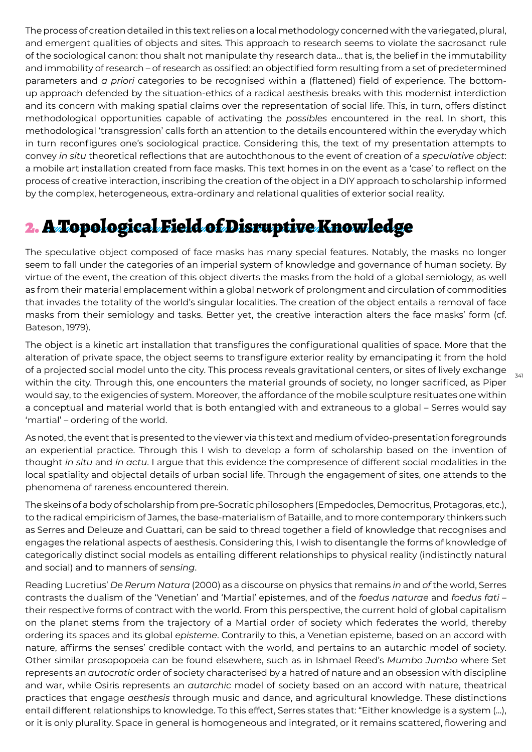The process of creation detailed in this text relies on a local methodology concerned with the variegated, plural, and emergent qualities of objects and sites. This approach to research seems to violate the sacrosanct rule of the sociological canon: thou shalt not manipulate thy research data… that is, the belief in the immutability and immobility of research – of research as ossified: an objectified form resulting from a set of predetermined parameters and *a priori* categories to be recognised within a (flattened) field of experience. The bottom-up approach defended by the situation-ethics of a radical aesthesis breaks with this modernist interdiction and its concern with making spatial claims over the representation of social life. This, in turn, offers distinct methodological opportunities capable of activating the *possibles* encountered in the real. In short, this methodological 'transgression' calls forth an attention to the details encountered within the everyday which in turn reconfigures one's sociological practice. Considering this, the text of my presentation attempts to convey *in situ* theoretical reflections that are autochthonous to the event of creation of a *speculative object*: a mobile art installation created from face masks. This text homes in on the event as a 'case' to reflect on the process of creative interaction, inscribing the creation of the object in a DIY approach to scholarship informed by the complex, heterogeneous, extra-ordinary and relational qualities of exterior social reality.

## 2. A Topological Field of Disruptive Knowledge

The speculative object composed of face masks has many special features. Notably, the masks no longer seem to fall under the categories of an imperial system of knowledge and governance of human society. By virtue of the event, the creation of this object diverts the masks from the hold of a global semiology, as well as from their material emplacement within a global network of prolongment and circulation of commodities that invades the totality of the world's singular localities. The creation of the object entails a removal of face masks from their semiology and tasks. Better yet, the creative interaction alters the face masks' form (cf. Bateson, 1979).

The object is a kinetic art installation that transfigures the configurational qualities of space. More that the alteration of private space, the object seems to transfigure exterior reality by emancipating it from the hold of a projected social model unto the city. This process reveals gravitational centers, or sites of lively exchange within the city. Through this, one encounters the material grounds of society, no longer sacrificed, as Piper would say, to the exigencies of system. Moreover, the affordance of the mobile sculpture resituates one within a conceptual and material world that is both entangled with and extraneous to a global – Serres would say 'martial' – ordering of the world.

As noted, the event that is presented to the viewer via this text and medium of video-presentation foregrounds an experiential practice. Through this I wish to develop a form of scholarship based on the invention of thought *in situ* and *in actu*. I argue that this evidence the compresence of different social modalities in the local spatiality and objectal details of urban social life. Through the engagement of sites, one attends to the phenomena of rareness encountered therein.

The skeins of a body of scholarship from pre-Socratic philosophers (Empedocles, Democritus, Protagoras, etc.), to the radical empiricism of James, the base-materialism of Bataille, and to more contemporary thinkers such as Serres and Deleuze and Guattari, can be said to thread together a field of knowledge that recognises and engages the relational aspects of aesthesis. Considering this, I wish to disentangle the forms of knowledge of categorically distinct social models as entailing different relationships to physical reality (indistinctly natural and social) and to manners of *sensing*.

Reading Lucretius' *De Rerum Natura* (2000) as a discourse on physics that remains *in* and *of* the world, Serres contrasts the dualism of the 'Venetian' and 'Martial' epistemes, and of the *foedus naturae* and *foedus fati* – their respective forms of contract with the world. From this perspective, the current hold of global capitalism on the planet stems from the trajectory of a Martial order of society which federates the world, thereby ordering its spaces and its global *episteme*. Contrarily to this, a Venetian episteme, based on an accord with nature, affirms the senses' credible contact with the world, and pertains to an autarchic model of society. Other similar prosopopoeia can be found elsewhere, such as in Ishmael Reed's *Mumbo Jumbo* where Set represents an *autocratic* order of society characterised by a hatred of nature and an obsession with discipline and war, while Osiris represents an *autarchic* model of society based on an accord with nature, theatrical practices that engage *aesthesis* through music and dance, and agricultural knowledge. These distinctions entail different relationships to knowledge. To this effect, Serres states that: "Either knowledge is a system (…), or it is only plurality. Space in general is homogeneous and integrated, or it remains scattered, flowering and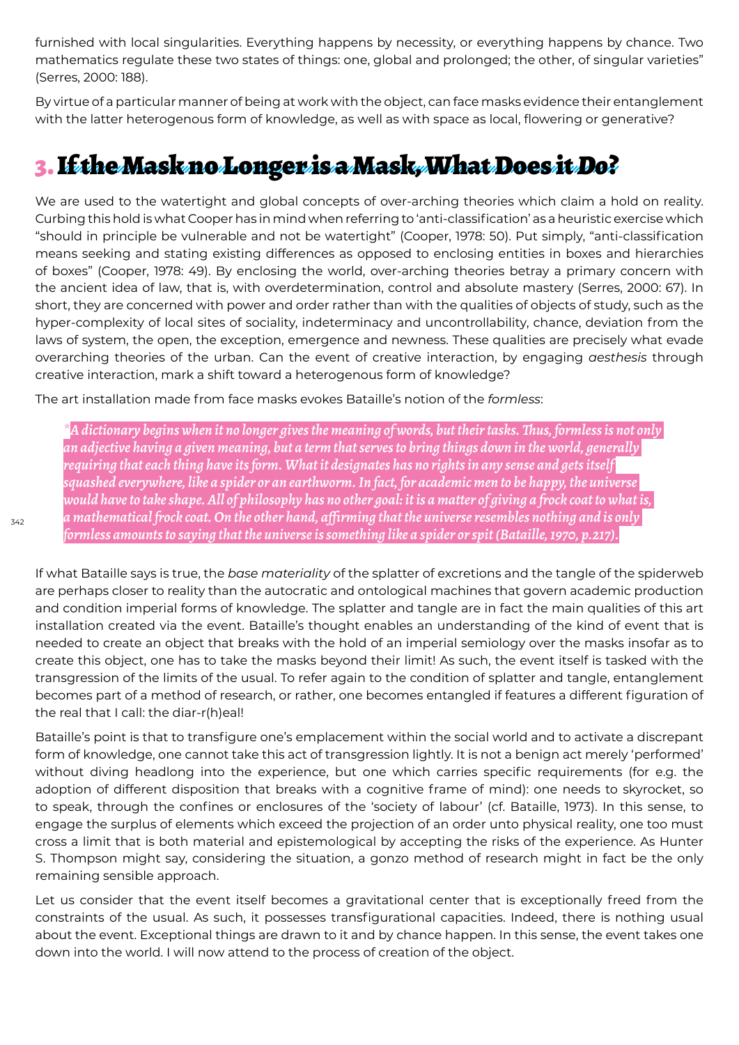furnished with local singularities. Everything happens by necessity, or everything happens by chance. Two mathematics regulate these two states of things: one, global and prolonged; the other, of singular varieties" (Serres, 2000: 188).

By virtue of a particular manner of being at work with the object, can face masks evidence their entanglement with the latter heterogenous form of knowledge, as well as with space as local, flowering or generative?

## 3. If the Mask no Longer is a Mask, What Does it Do?

We are used to the watertight and global concepts of over-arching theories which claim a hold on reality. Curbing this hold is what Cooper has in mind when referring to 'anti-classification' as a heuristic exercise which "should in principle be vulnerable and not be watertight" (Cooper, 1978: 50). Put simply, "anti-classification means seeking and stating existing differences as opposed to enclosing entities in boxes and hierarchies of boxes" (Cooper, 1978: 49). By enclosing the world, over-arching theories betray a primary concern with the ancient idea of law, that is, with overdetermination, control and absolute mastery (Serres, 2000: 67). In short, they are concerned with power and order rather than with the qualities of objects of study, such as the hyper-complexity of local sites of sociality, indeterminacy and uncontrollability, chance, deviation from the laws of system, the open, the exception, emergence and newness. These qualities are precisely what evade overarching theories of the urban. Can the event of creative interaction, by engaging *aesthesis* through creative interaction, mark a shift toward a heterogenous form of knowledge?

The art installation made from face masks evokes Bataille's notion of the *formless*:

> *\*A dictionary begins when it no longer gives the meaning of words, but their tasks. Thus, formless is not only an adjective having a given meaning, but a term that serves to bring things down in the world, generally requiring that each thing have its form. What it designates has no rights in any sense and gets itself squashed everywhere, like a spider or an earthworm. In fact, for academic men to be happy, the universe would have to take shape. All of philosophy has no other goal: it is a matter of giving a frock coat to what is, a mathematical frock coat. On the other hand, affirming that the universe resembles nothing and is only formless amounts to saying that the universe is something like a spider or spit (Bataille, 1970, p.217).*

If what Bataille says is true, the *base materiality* of the splatter of excretions and the tangle of the spiderweb are perhaps closer to reality than the autocratic and ontological machines that govern academic production and condition imperial forms of knowledge. The splatter and tangle are in fact the main qualities of this art installation created via the event. Bataille's thought enables an understanding of the kind of event that is needed to create an object that breaks with the hold of an imperial semiology over the masks insofar as to create this object, one has to take the masks beyond their limit! As such, the event itself is tasked with the transgression of the limits of the usual. To refer again to the condition of splatter and tangle, entanglement becomes part of a method of research, or rather, one becomes entangled if features a different figuration of the real that I call: the diar-r(h)eal!

Bataille's point is that to transfigure one's emplacement within the social world and to activate a discrepant form of knowledge, one cannot take this act of transgression lightly. It is not a benign act merely 'performed' without diving headlong into the experience, but one which carries specific requirements (for e.g. the adoption of different disposition that breaks with a cognitive frame of mind): one needs to skyrocket, so to speak, through the confines or enclosures of the 'society of labour' (cf. Bataille, 1973). In this sense, to engage the surplus of elements which exceed the projection of an order unto physical reality, one too must cross a limit that is both material and epistemological by accepting the risks of the experience. As Hunter S. Thompson might say, considering the situation, a gonzo method of research might in fact be the only remaining sensible approach.

Let us consider that the event itself becomes a gravitational center that is exceptionally freed from the constraints of the usual. As such, it possesses transfigurational capacities. Indeed, there is nothing usual about the event. Exceptional things are drawn to it and by chance happen. In this sense, the event takes one down into the world. I will now attend to the process of creation of the object.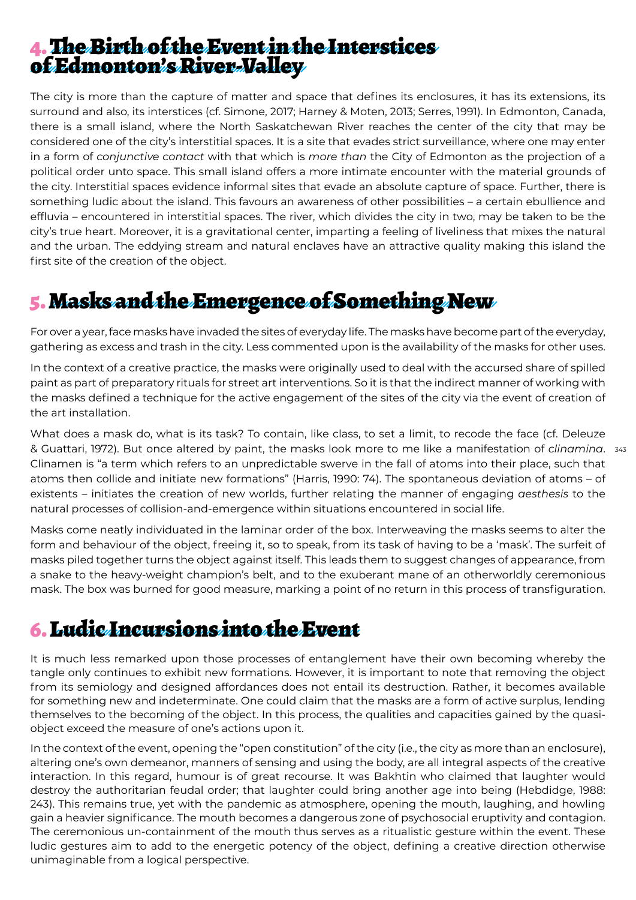## 4. The Birth of the Event in the Interstices of Edmonton's River-Valley

The city is more than the capture of matter and space that defines its enclosures, it has its extensions, its surround and also, its interstices (cf. Simone, 2017; Harney & Moten, 2013; Serres, 1991). In Edmonton, Canada, there is a small island, where the North Saskatchewan River reaches the center of the city that may be considered one of the city's interstitial spaces. It is a site that evades strict surveillance, where one may enter in a form of *conjunctive contact* with that which is *more than* the City of Edmonton as the projection of a political order unto space. This small island offers a more intimate encounter with the material grounds of the city. Interstitial spaces evidence informal sites that evade an absolute capture of space. Further, there is something ludic about the island. This favours an awareness of other possibilities – a certain ebullience and effluvia – encountered in interstitial spaces. The river, which divides the city in two, may be taken to be the city's true heart. Moreover, it is a gravitational center, imparting a feeling of liveliness that mixes the natural and the urban. The eddying stream and natural enclaves have an attractive quality making this island the first site of the creation of the object.

## 5. Masks and the Emergence of Something New

For over a year, face masks have invaded the sites of everyday life. The masks have become part of the everyday, gathering as excess and trash in the city. Less commented upon is the availability of the masks for other uses.

In the context of a creative practice, the masks were originally used to deal with the accursed share of spilled paint as part of preparatory rituals for street art interventions. So it is that the indirect manner of working with the masks defined a technique for the active engagement of the sites of the city via the event of creation of the art installation.

What does a mask do, what is its task? To contain, like class, to set a limit, to recode the face (cf. Deleuze & Guattari, 1972). But once altered by paint, the masks look more to me like a manifestation of *clinamina*. Clinamen is "a term which refers to an unpredictable swerve in the fall of atoms into their place, such that atoms then collide and initiate new formations" (Harris, 1990: 74). The spontaneous deviation of atoms – of existents – initiates the creation of new worlds, further relating the manner of engaging *aesthesis* to the natural processes of collision-and-emergence within situations encountered in social life.

Masks come neatly individuated in the laminar order of the box. Interweaving the masks seems to alter the form and behaviour of the object, freeing it, so to speak, from its task of having to be a 'mask'. The surfeit of masks piled together turns the object against itself. This leads them to suggest changes of appearance, from a snake to the heavy-weight champion's belt, and to the exuberant mane of an otherworldly ceremonious mask. The box was burned for good measure, marking a point of no return in this process of transfiguration.

## 6. Ludic Incursions into the Event

It is much less remarked upon those processes of entanglement have their own becoming whereby the tangle only continues to exhibit new formations. However, it is important to note that removing the object from its semiology and designed affordances does not entail its destruction. Rather, it becomes available for something new and indeterminate. One could claim that the masks are a form of active surplus, lending themselves to the becoming of the object. In this process, the qualities and capacities gained by the quasi-object exceed the measure of one's actions upon it.

In the context of the event, opening the "open constitution" of the city (i.e., the city as more than an enclosure), altering one's own demeanor, manners of sensing and using the body, are all integral aspects of the creative interaction. In this regard, humour is of great recourse. It was Bakhtin who claimed that laughter would destroy the authoritarian feudal order; that laughter could bring another age into being (Hebdidge, 1988: 243). This remains true, yet with the pandemic as atmosphere, opening the mouth, laughing, and howling gain a heavier significance. The mouth becomes a dangerous zone of psychosocial eruptivity and contagion. The ceremonious un-containment of the mouth thus serves as a ritualistic gesture within the event. These ludic gestures aim to add to the energetic potency of the object, defining a creative direction otherwise unimaginable from a logical perspective.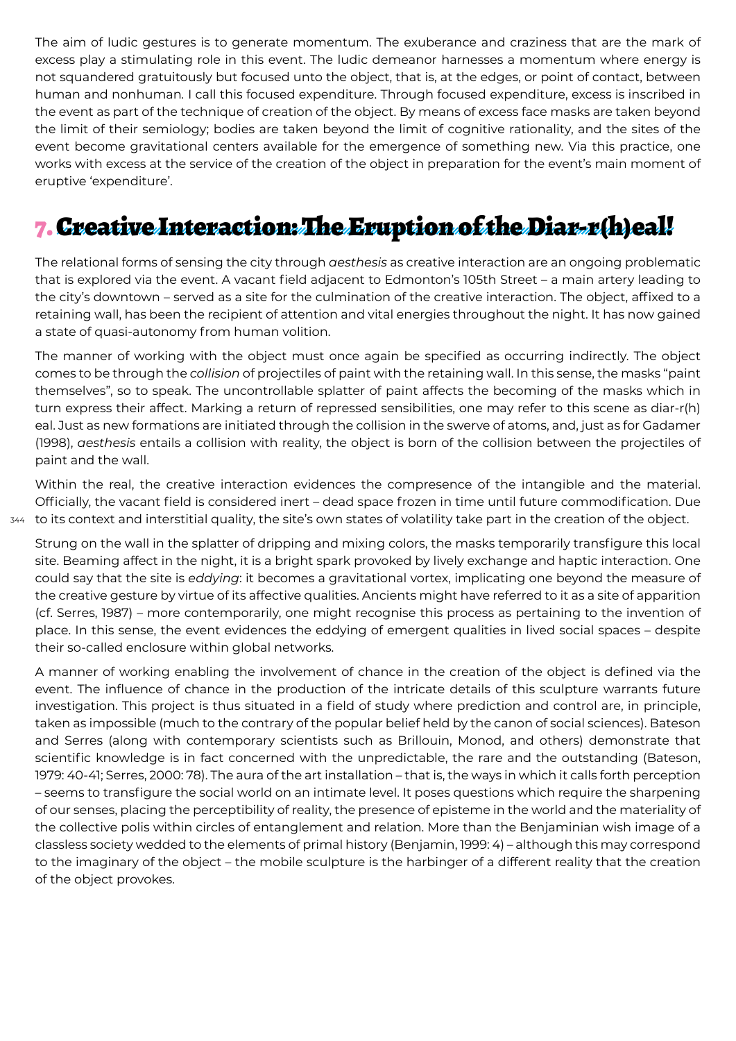The aim of ludic gestures is to generate momentum. The exuberance and craziness that are the mark of excess play a stimulating role in this event. The ludic demeanor harnesses a momentum where energy is not squandered gratuitously but focused unto the object, that is, at the edges, or point of contact, between human and nonhuman. I call this focused expenditure. Through focused expenditure, excess is inscribed in the event as part of the technique of creation of the object. By means of excess face masks are taken beyond the limit of their semiology; bodies are taken beyond the limit of cognitive rationality, and the sites of the event become gravitational centers available for the emergence of something new. Via this practice, one works with excess at the service of the creation of the object in preparation for the event's main moment of eruptive 'expenditure'.

## 7. Creative Interaction: The Eruption of the Diar-r(h)eal!

The relational forms of sensing the city through *aesthesis* as creative interaction are an ongoing problematic that is explored via the event. A vacant field adjacent to Edmonton's 105th Street – a main artery leading to the city's downtown – served as a site for the culmination of the creative interaction. The object, affixed to a retaining wall, has been the recipient of attention and vital energies throughout the night. It has now gained a state of quasi-autonomy from human volition.

The manner of working with the object must once again be specified as occurring indirectly. The object comes to be through the *collision* of projectiles of paint with the retaining wall. In this sense, the masks "paint themselves", so to speak. The uncontrollable splatter of paint affects the becoming of the masks which in turn express their affect. Marking a return of repressed sensibilities, one may refer to this scene as diar-r(h)eal. Just as new formations are initiated through the collision in the swerve of atoms, and, just as for Gadamer (1998), *aesthesis* entails a collision with reality, the object is born of the collision between the projectiles of paint and the wall.

Within the real, the creative interaction evidences the compresence of the intangible and the material. Officially, the vacant field is considered inert – dead space frozen in time until future commodification. Due to its context and interstitial quality, the site's own states of volatility take part in the creation of the object.

Strung on the wall in the splatter of dripping and mixing colors, the masks temporarily transfigure this local site. Beaming affect in the night, it is a bright spark provoked by lively exchange and haptic interaction. One could say that the site is *eddying*: it becomes a gravitational vortex, implicating one beyond the measure of the creative gesture by virtue of its affective qualities. Ancients might have referred to it as a site of apparition (cf. Serres, 1987) – more contemporarily, one might recognise this process as pertaining to the invention of place. In this sense, the event evidences the eddying of emergent qualities in lived social spaces – despite their so-called enclosure within global networks.

A manner of working enabling the involvement of chance in the creation of the object is defined via the event. The influence of chance in the production of the intricate details of this sculpture warrants future investigation. This project is thus situated in a field of study where prediction and control are, in principle, taken as impossible (much to the contrary of the popular belief held by the canon of social sciences). Bateson and Serres (along with contemporary scientists such as Brillouin, Monod, and others) demonstrate that scientific knowledge is in fact concerned with the unpredictable, the rare and the outstanding (Bateson, 1979: 40-41; Serres, 2000: 78). The aura of the art installation – that is, the ways in which it calls forth perception – seems to transfigure the social world on an intimate level. It poses questions which require the sharpening of our senses, placing the perceptibility of reality, the presence of episteme in the world and the materiality of the collective polis within circles of entanglement and relation. More than the Benjaminian wish image of a classless society wedded to the elements of primal history (Benjamin, 1999: 4) – although this may correspond to the imaginary of the object – the mobile sculpture is the harbinger of a different reality that the creation of the object provokes.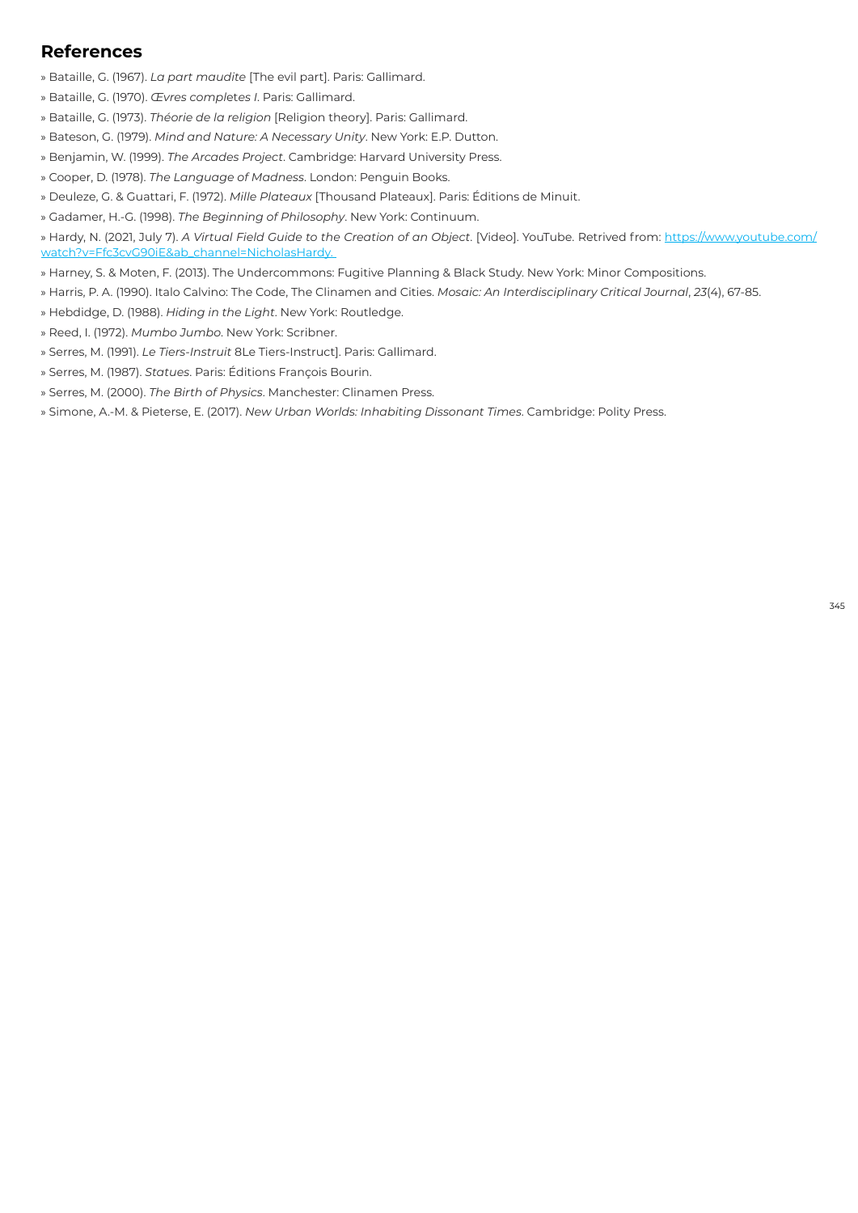## References

» Bataille, G. (1967). *La part maudite* [The evil part]. Paris: Gallimard.

» Bataille, G. (1970). *Œvres completes I*. Paris: Gallimard.

» Bataille, G. (1973). *Théorie de la religion* [Religion theory]. Paris: Gallimard.

» Bateson, G. (1979). *Mind and Nature: A Necessary Unity*. New York: E.P. Dutton.

» Benjamin, W. (1999). *The Arcades Project*. Cambridge: Harvard University Press.

» Cooper, D. (1978). *The Language of Madness*. London: Penguin Books.

» Deuleze, G. & Guattari, F. (1972). *Mille Plateaux* [Thousand Plateaux]. Paris: Éditions de Minuit.

» Gadamer, H.-G. (1998). *The Beginning of Philosophy*. New York: Continuum.

» Hardy, N. (2021, July 7). *A Virtual Field Guide to the Creation of an Object*. [Video]. YouTube. Retrived from: [https://www.youtube.com/watch?v=Ffc3cvG90iE&ab_channel=NicholasHardy.](https://www.youtube.com/watch?v=Ffc3cvG90iE&ab_channel=NicholasHardy)

» Harney, S. & Moten, F. (2013). The Undercommons: Fugitive Planning & Black Study. New York: Minor Compositions.

» Harris, P. A. (1990). Italo Calvino: The Code, The Clinamen and Cities. *Mosaic: An Interdisciplinary Critical Journal*, *23*(4), 67-85.

» Hebdidge, D. (1988). *Hiding in the Light*. New York: Routledge.

» Reed, I. (1972). *Mumbo Jumbo*. New York: Scribner.

» Serres, M. (1991). *Le Tiers-Instruit* 8Le Tiers-Instruct]. Paris: Gallimard.

» Serres, M. (1987). *Statues*. Paris: Éditions François Bourin.

» Serres, M. (2000). *The Birth of Physics*. Manchester: Clinamen Press.

» Simone, A.-M. & Pieterse, E. (2017). *New Urban Worlds: Inhabiting Dissonant Times*. Cambridge: Polity Press.